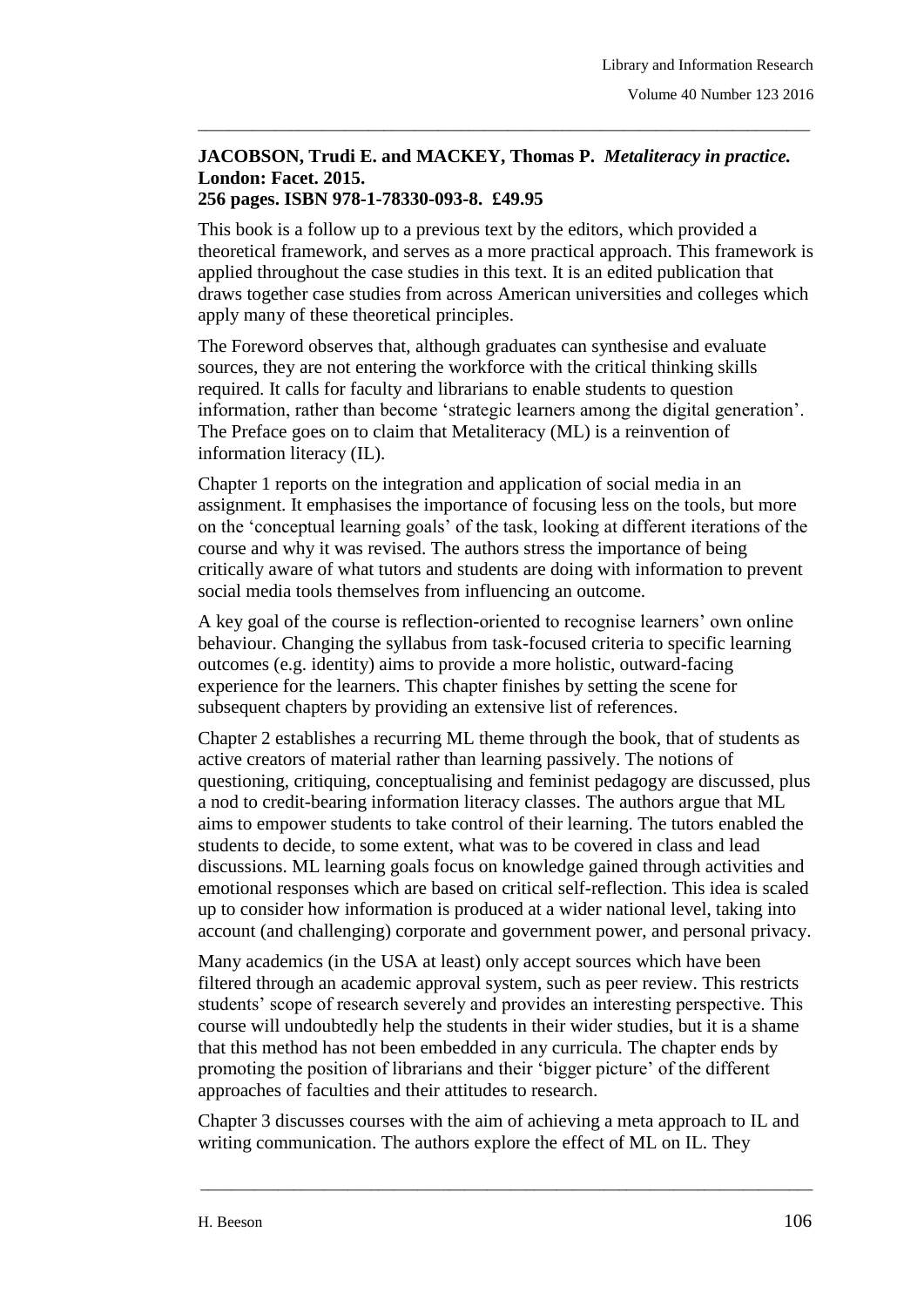**JACOBSON, Trudi E. and MACKEY, Thomas P. *Metaliteracy in practice.* London: Facet. 2015.
256 pages. ISBN 978-1-78330-093-8. £49.95**

This book is a follow up to a previous text by the editors, which provided a theoretical framework, and serves as a more practical approach. This framework is applied throughout the case studies in this text. It is an edited publication that draws together case studies from across American universities and colleges which apply many of these theoretical principles.

The Foreword observes that, although graduates can synthesise and evaluate sources, they are not entering the workforce with the critical thinking skills required. It calls for faculty and librarians to enable students to question information, rather than become 'strategic learners among the digital generation'. The Preface goes on to claim that Metaliteracy (ML) is a reinvention of information literacy (IL).

Chapter 1 reports on the integration and application of social media in an assignment. It emphasises the importance of focusing less on the tools, but more on the 'conceptual learning goals' of the task, looking at different iterations of the course and why it was revised. The authors stress the importance of being critically aware of what tutors and students are doing with information to prevent social media tools themselves from influencing an outcome.

A key goal of the course is reflection-oriented to recognise learners' own online behaviour. Changing the syllabus from task-focused criteria to specific learning outcomes (e.g. identity) aims to provide a more holistic, outward-facing experience for the learners. This chapter finishes by setting the scene for subsequent chapters by providing an extensive list of references.

Chapter 2 establishes a recurring ML theme through the book, that of students as active creators of material rather than learning passively. The notions of questioning, critiquing, conceptualising and feminist pedagogy are discussed, plus a nod to credit-bearing information literacy classes. The authors argue that ML aims to empower students to take control of their learning. The tutors enabled the students to decide, to some extent, what was to be covered in class and lead discussions. ML learning goals focus on knowledge gained through activities and emotional responses which are based on critical self-reflection. This idea is scaled up to consider how information is produced at a wider national level, taking into account (and challenging) corporate and government power, and personal privacy.

Many academics (in the USA at least) only accept sources which have been filtered through an academic approval system, such as peer review. This restricts students' scope of research severely and provides an interesting perspective. This course will undoubtedly help the students in their wider studies, but it is a shame that this method has not been embedded in any curricula. The chapter ends by promoting the position of librarians and their 'bigger picture' of the different approaches of faculties and their attitudes to research.

Chapter 3 discusses courses with the aim of achieving a meta approach to IL and writing communication. The authors explore the effect of ML on IL. They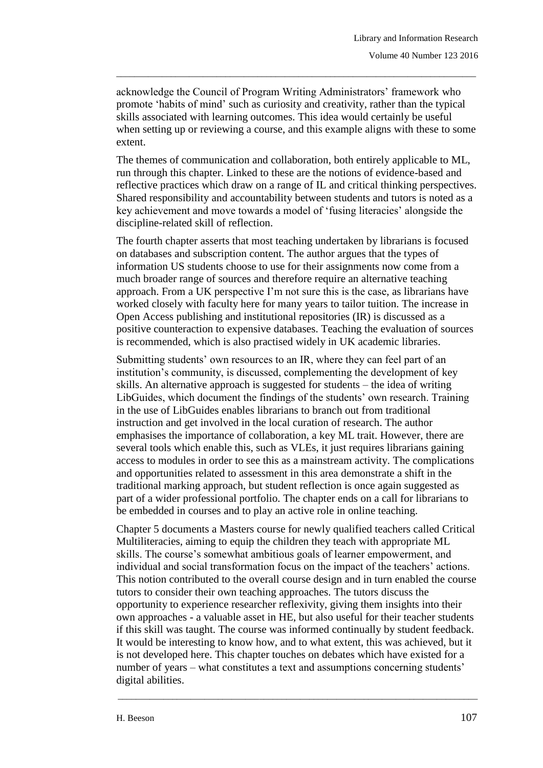acknowledge the Council of Program Writing Administrators' framework who promote 'habits of mind' such as curiosity and creativity, rather than the typical skills associated with learning outcomes. This idea would certainly be useful when setting up or reviewing a course, and this example aligns with these to some extent.

The themes of communication and collaboration, both entirely applicable to ML, run through this chapter. Linked to these are the notions of evidence-based and reflective practices which draw on a range of IL and critical thinking perspectives. Shared responsibility and accountability between students and tutors is noted as a key achievement and move towards a model of 'fusing literacies' alongside the discipline-related skill of reflection.

The fourth chapter asserts that most teaching undertaken by librarians is focused on databases and subscription content. The author argues that the types of information US students choose to use for their assignments now come from a much broader range of sources and therefore require an alternative teaching approach. From a UK perspective I'm not sure this is the case, as librarians have worked closely with faculty here for many years to tailor tuition. The increase in Open Access publishing and institutional repositories (IR) is discussed as a positive counteraction to expensive databases. Teaching the evaluation of sources is recommended, which is also practised widely in UK academic libraries.

Submitting students' own resources to an IR, where they can feel part of an institution's community, is discussed, complementing the development of key skills. An alternative approach is suggested for students – the idea of writing LibGuides, which document the findings of the students' own research. Training in the use of LibGuides enables librarians to branch out from traditional instruction and get involved in the local curation of research. The author emphasises the importance of collaboration, a key ML trait. However, there are several tools which enable this, such as VLEs, it just requires librarians gaining access to modules in order to see this as a mainstream activity. The complications and opportunities related to assessment in this area demonstrate a shift in the traditional marking approach, but student reflection is once again suggested as part of a wider professional portfolio. The chapter ends on a call for librarians to be embedded in courses and to play an active role in online teaching.

Chapter 5 documents a Masters course for newly qualified teachers called Critical Multiliteracies, aiming to equip the children they teach with appropriate ML skills. The course's somewhat ambitious goals of learner empowerment, and individual and social transformation focus on the impact of the teachers' actions. This notion contributed to the overall course design and in turn enabled the course tutors to consider their own teaching approaches. The tutors discuss the opportunity to experience researcher reflexivity, giving them insights into their own approaches - a valuable asset in HE, but also useful for their teacher students if this skill was taught. The course was informed continually by student feedback. It would be interesting to know how, and to what extent, this was achieved, but it is not developed here. This chapter touches on debates which have existed for a number of years – what constitutes a text and assumptions concerning students' digital abilities.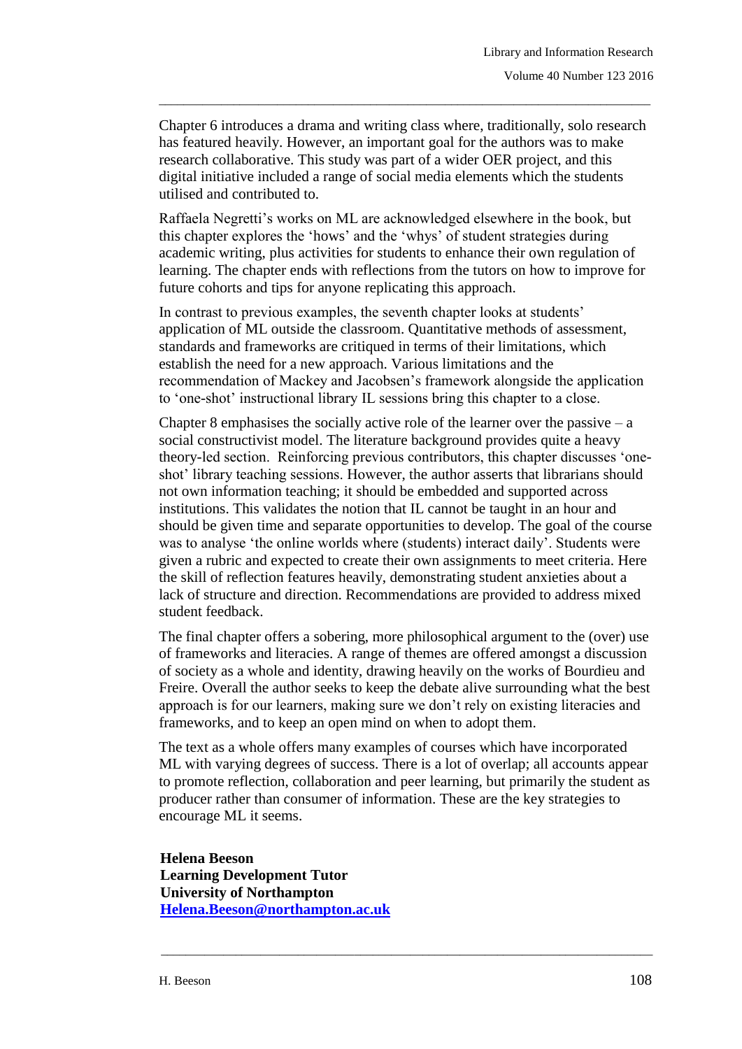Chapter 6 introduces a drama and writing class where, traditionally, solo research has featured heavily. However, an important goal for the authors was to make research collaborative. This study was part of a wider OER project, and this digital initiative included a range of social media elements which the students utilised and contributed to.

Raffaela Negretti's works on ML are acknowledged elsewhere in the book, but this chapter explores the 'hows' and the 'whys' of student strategies during academic writing, plus activities for students to enhance their own regulation of learning. The chapter ends with reflections from the tutors on how to improve for future cohorts and tips for anyone replicating this approach.

In contrast to previous examples, the seventh chapter looks at students' application of ML outside the classroom. Quantitative methods of assessment, standards and frameworks are critiqued in terms of their limitations, which establish the need for a new approach. Various limitations and the recommendation of Mackey and Jacobsen's framework alongside the application to 'one-shot' instructional library IL sessions bring this chapter to a close.

Chapter 8 emphasises the socially active role of the learner over the passive – a social constructivist model. The literature background provides quite a heavy theory-led section. Reinforcing previous contributors, this chapter discusses 'one-shot' library teaching sessions. However, the author asserts that librarians should not own information teaching; it should be embedded and supported across institutions. This validates the notion that IL cannot be taught in an hour and should be given time and separate opportunities to develop. The goal of the course was to analyse 'the online worlds where (students) interact daily'. Students were given a rubric and expected to create their own assignments to meet criteria. Here the skill of reflection features heavily, demonstrating student anxieties about a lack of structure and direction. Recommendations are provided to address mixed student feedback.

The final chapter offers a sobering, more philosophical argument to the (over) use of frameworks and literacies. A range of themes are offered amongst a discussion of society as a whole and identity, drawing heavily on the works of Bourdieu and Freire. Overall the author seeks to keep the debate alive surrounding what the best approach is for our learners, making sure we don't rely on existing literacies and frameworks, and to keep an open mind on when to adopt them.

The text as a whole offers many examples of courses which have incorporated ML with varying degrees of success. There is a lot of overlap; all accounts appear to promote reflection, collaboration and peer learning, but primarily the student as producer rather than consumer of information. These are the key strategies to encourage ML it seems.

**Helena Beeson**
**Learning Development Tutor**
**University of Northampton**
**[Helena.Beeson@northampton.ac.uk](mailto:Helena.Beeson@northampton.ac.uk)**